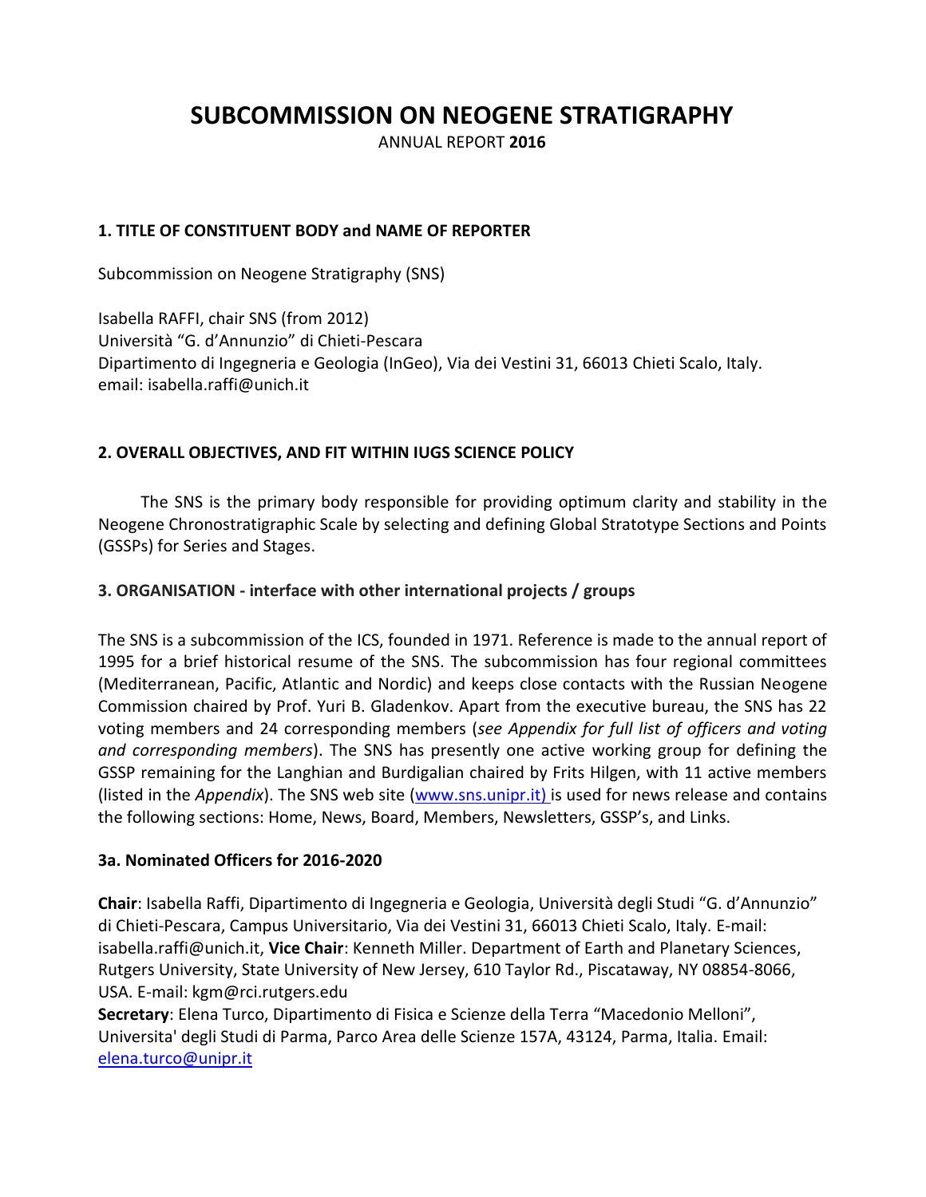# SUBCOMMISSION ON NEOGENE STRATIGRAPHY

ANNUAL REPORT **2016**

## 1. TITLE OF CONSTITUENT BODY and NAME OF REPORTER

Subcommission on Neogene Stratigraphy (SNS)

Isabella RAFFI, chair SNS (from 2012)
Università "G. d'Annunzio" di Chieti-Pescara
Dipartimento di Ingegneria e Geologia (InGeo), Via dei Vestini 31, 66013 Chieti Scalo, Italy.
email: isabella.raffi@unich.it

## 2. OVERALL OBJECTIVES, AND FIT WITHIN IUGS SCIENCE POLICY

The SNS is the primary body responsible for providing optimum clarity and stability in the Neogene Chronostratigraphic Scale by selecting and defining Global Stratotype Sections and Points (GSSPs) for Series and Stages.

## 3. ORGANISATION - interface with other international projects / groups

The SNS is a subcommission of the ICS, founded in 1971. Reference is made to the annual report of 1995 for a brief historical resume of the SNS. The subcommission has four regional committees (Mediterranean, Pacific, Atlantic and Nordic) and keeps close contacts with the Russian Neogene Commission chaired by Prof. Yuri B. Gladenkov. Apart from the executive bureau, the SNS has 22 voting members and 24 corresponding members (*see Appendix for full list of officers and voting and corresponding members*). The SNS has presently one active working group for defining the GSSP remaining for the Langhian and Burdigalian chaired by Frits Hilgen, with 11 active members (listed in the *Appendix*). The SNS web site (www.sns.unipr.it) is used for news release and contains the following sections: Home, News, Board, Members, Newsletters, GSSP's, and Links.

### 3a. Nominated Officers for 2016-2020

**Chair**: Isabella Raffi, Dipartimento di Ingegneria e Geologia, Università degli Studi "G. d'Annunzio" di Chieti-Pescara, Campus Universitario, Via dei Vestini 31, 66013 Chieti Scalo, Italy. E-mail: isabella.raffi@unich.it, **Vice Chair**: Kenneth Miller. Department of Earth and Planetary Sciences, Rutgers University, State University of New Jersey, 610 Taylor Rd., Piscataway, NY 08854-8066, USA. E-mail: kgm@rci.rutgers.edu

**Secretary**: Elena Turco, Dipartimento di Fisica e Scienze della Terra "Macedonio Melloni", Universita' degli Studi di Parma, Parco Area delle Scienze 157A, 43124, Parma, Italia. Email: elena.turco@unipr.it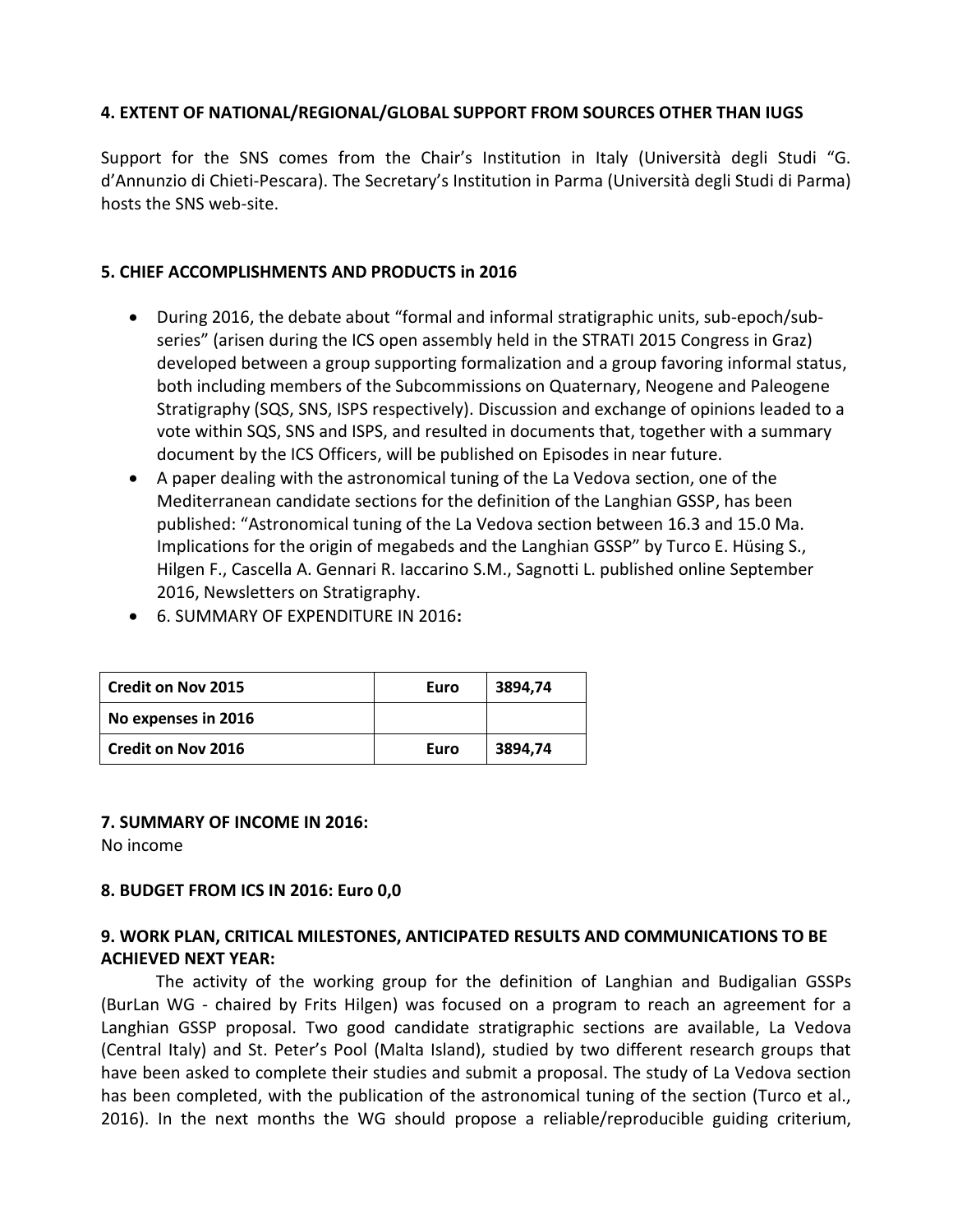### 4. EXTENT OF NATIONAL/REGIONAL/GLOBAL SUPPORT FROM SOURCES OTHER THAN IUGS

Support for the SNS comes from the Chair's Institution in Italy (Università degli Studi "G. d'Annunzio di Chieti-Pescara). The Secretary's Institution in Parma (Università degli Studi di Parma) hosts the SNS web-site.

### 5. CHIEF ACCOMPLISHMENTS AND PRODUCTS in 2016

- During 2016, the debate about "formal and informal stratigraphic units, sub-epoch/sub-series" (arisen during the ICS open assembly held in the STRATI 2015 Congress in Graz) developed between a group supporting formalization and a group favoring informal status, both including members of the Subcommissions on Quaternary, Neogene and Paleogene Stratigraphy (SQS, SNS, ISPS respectively). Discussion and exchange of opinions leaded to a vote within SQS, SNS and ISPS, and resulted in documents that, together with a summary document by the ICS Officers, will be published on Episodes in near future.
- A paper dealing with the astronomical tuning of the La Vedova section, one of the Mediterranean candidate sections for the definition of the Langhian GSSP, has been published: "Astronomical tuning of the La Vedova section between 16.3 and 15.0 Ma. Implications for the origin of megabeds and the Langhian GSSP" by Turco E. Hüsing S., Hilgen F., Cascella A. Gennari R. Iaccarino S.M., Sagnotti L. published online September 2016, Newsletters on Stratigraphy.
- 6. SUMMARY OF EXPENDITURE IN 2016**:**

| **Credit on Nov 2015** | **Euro** | **3894,74** |
|---|---|---|
| **No expenses in 2016** | | |
| **Credit on Nov 2016** | **Euro** | **3894,74** |

**7. SUMMARY OF INCOME IN 2016:**
No income

**8. BUDGET FROM ICS IN 2016: Euro 0,0**

### 9. WORK PLAN, CRITICAL MILESTONES, ANTICIPATED RESULTS AND COMMUNICATIONS TO BE ACHIEVED NEXT YEAR:

The activity of the working group for the definition of Langhian and Budigalian GSSPs (BurLan WG - chaired by Frits Hilgen) was focused on a program to reach an agreement for a Langhian GSSP proposal. Two good candidate stratigraphic sections are available, La Vedova (Central Italy) and St. Peter's Pool (Malta Island), studied by two different research groups that have been asked to complete their studies and submit a proposal. The study of La Vedova section has been completed, with the publication of the astronomical tuning of the section (Turco et al., 2016). In the next months the WG should propose a reliable/reproducible guiding criterium,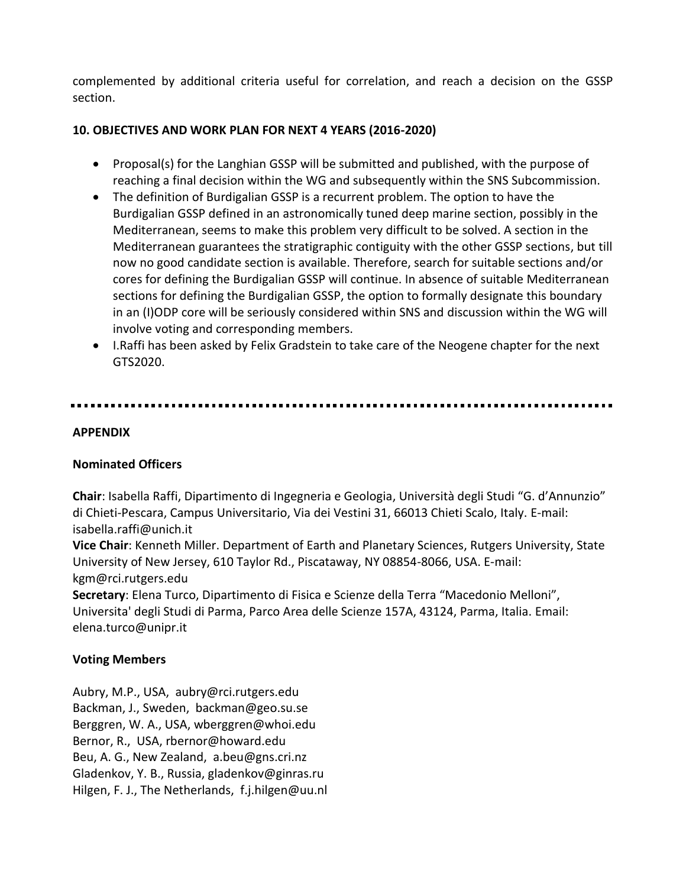complemented by additional criteria useful for correlation, and reach a decision on the GSSP section.

### 10. OBJECTIVES AND WORK PLAN FOR NEXT 4 YEARS (2016-2020)

- Proposal(s) for the Langhian GSSP will be submitted and published, with the purpose of reaching a final decision within the WG and subsequently within the SNS Subcommission.
- The definition of Burdigalian GSSP is a recurrent problem. The option to have the Burdigalian GSSP defined in an astronomically tuned deep marine section, possibly in the Mediterranean, seems to make this problem very difficult to be solved. A section in the Mediterranean guarantees the stratigraphic contiguity with the other GSSP sections, but till now no good candidate section is available. Therefore, search for suitable sections and/or cores for defining the Burdigalian GSSP will continue. In absence of suitable Mediterranean sections for defining the Burdigalian GSSP, the option to formally designate this boundary in an (I)ODP core will be seriously considered within SNS and discussion within the WG will involve voting and corresponding members.
- I.Raffi has been asked by Felix Gradstein to take care of the Neogene chapter for the next GTS2020.

---

### APPENDIX

#### Nominated Officers

**Chair**: Isabella Raffi, Dipartimento di Ingegneria e Geologia, Università degli Studi "G. d'Annunzio" di Chieti-Pescara, Campus Universitario, Via dei Vestini 31, 66013 Chieti Scalo, Italy. E-mail: isabella.raffi@unich.it
**Vice Chair**: Kenneth Miller. Department of Earth and Planetary Sciences, Rutgers University, State University of New Jersey, 610 Taylor Rd., Piscataway, NY 08854-8066, USA. E-mail: kgm@rci.rutgers.edu
**Secretary**: Elena Turco, Dipartimento di Fisica e Scienze della Terra "Macedonio Melloni", Universita' degli Studi di Parma, Parco Area delle Scienze 157A, 43124, Parma, Italia. Email: elena.turco@unipr.it

#### Voting Members

Aubry, M.P., USA, aubry@rci.rutgers.edu
Backman, J., Sweden, backman@geo.su.se
Berggren, W. A., USA, wberggren@whoi.edu
Bernor, R., USA, rbernor@howard.edu
Beu, A. G., New Zealand, a.beu@gns.cri.nz
Gladenkov, Y. B., Russia, gladenkov@ginras.ru
Hilgen, F. J., The Netherlands, f.j.hilgen@uu.nl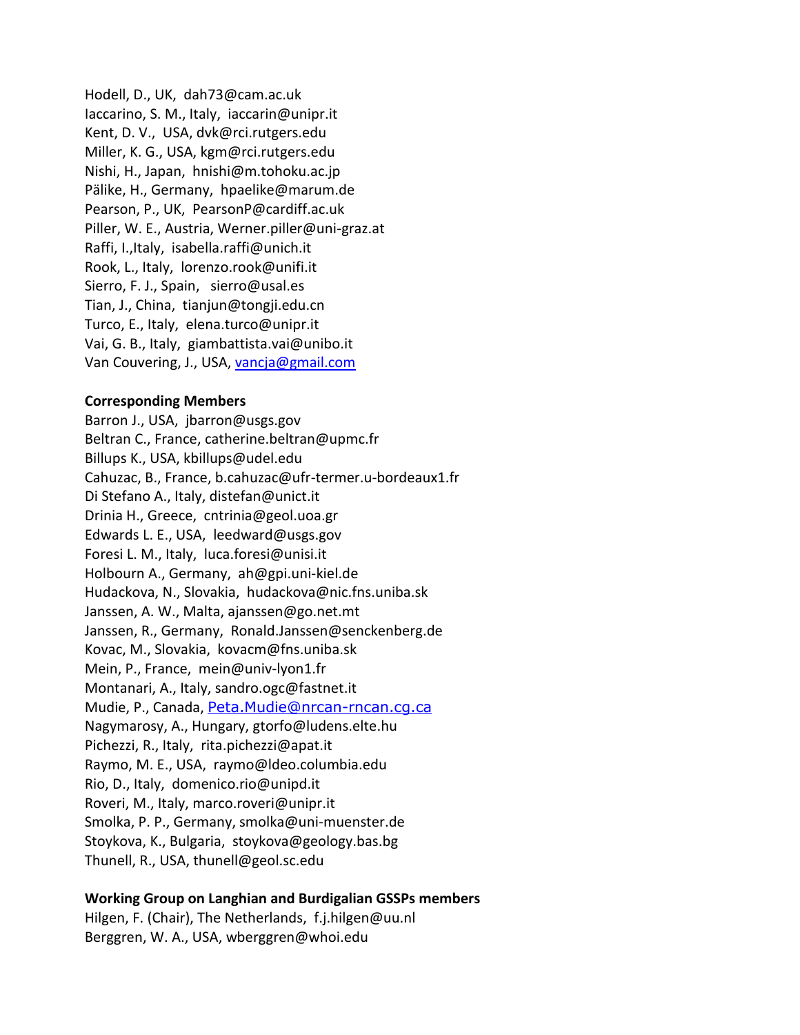Hodell, D., UK, dah73@cam.ac.uk
Iaccarino, S. M., Italy, iaccarin@unipr.it
Kent, D. V., USA, dvk@rci.rutgers.edu
Miller, K. G., USA, kgm@rci.rutgers.edu
Nishi, H., Japan, hnishi@m.tohoku.ac.jp
Pälike, H., Germany, hpaelike@marum.de
Pearson, P., UK, PearsonP@cardiff.ac.uk
Piller, W. E., Austria, Werner.piller@uni-graz.at
Raffi, I.,Italy, isabella.raffi@unich.it
Rook, L., Italy, lorenzo.rook@unifi.it
Sierro, F. J., Spain, sierro@usal.es
Tian, J., China, tianjun@tongji.edu.cn
Turco, E., Italy, elena.turco@unipr.it
Vai, G. B., Italy, giambattista.vai@unibo.it
Van Couvering, J., USA, vancja@gmail.com

**Corresponding Members**

Barron J., USA, jbarron@usgs.gov
Beltran C., France, catherine.beltran@upmc.fr
Billups K., USA, kbillups@udel.edu
Cahuzac, B., France, b.cahuzac@ufr-termer.u-bordeaux1.fr
Di Stefano A., Italy, distefan@unict.it
Drinia H., Greece, cntrinia@geol.uoa.gr
Edwards L. E., USA, leedward@usgs.gov
Foresi L. M., Italy, luca.foresi@unisi.it
Holbourn A., Germany, ah@gpi.uni-kiel.de
Hudackova, N., Slovakia, hudackova@nic.fns.uniba.sk
Janssen, A. W., Malta, ajanssen@go.net.mt
Janssen, R., Germany, Ronald.Janssen@senckenberg.de
Kovac, M., Slovakia, kovacm@fns.uniba.sk
Mein, P., France, mein@univ-lyon1.fr
Montanari, A., Italy, sandro.ogc@fastnet.it
Mudie, P., Canada, Peta.Mudie@nrcan-rncan.cg.ca
Nagymarosy, A., Hungary, gtorfo@ludens.elte.hu
Pichezzi, R., Italy, rita.pichezzi@apat.it
Raymo, M. E., USA, raymo@ldeo.columbia.edu
Rio, D., Italy, domenico.rio@unipd.it
Roveri, M., Italy, marco.roveri@unipr.it
Smolka, P. P., Germany, smolka@uni-muenster.de
Stoykova, K., Bulgaria, stoykova@geology.bas.bg
Thunell, R., USA, thunell@geol.sc.edu

**Working Group on Langhian and Burdigalian GSSPs members**

Hilgen, F. (Chair), The Netherlands, f.j.hilgen@uu.nl
Berggren, W. A., USA, wberggren@whoi.edu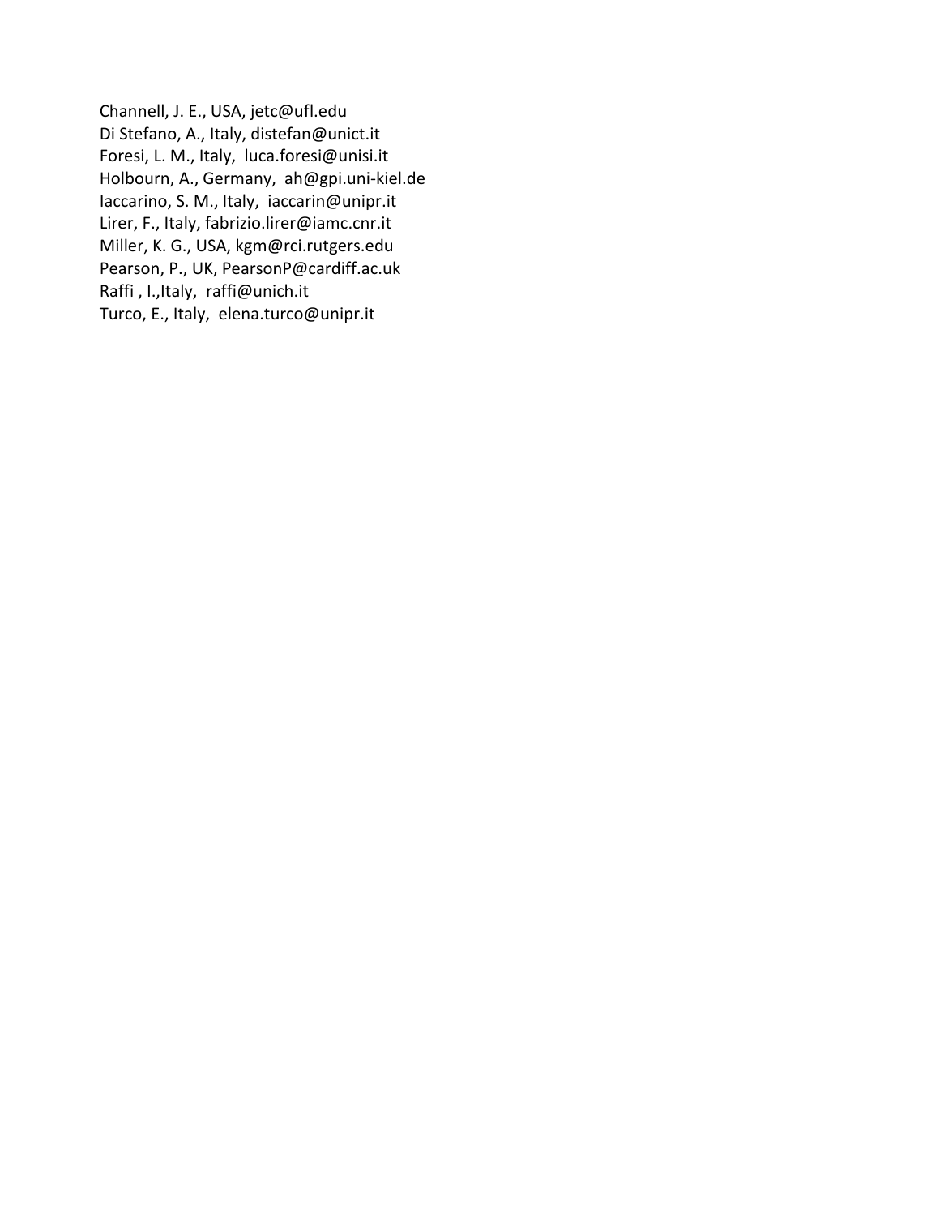Channell, J. E., USA, jetc@ufl.edu
Di Stefano, A., Italy, distefan@unict.it
Foresi, L. M., Italy, luca.foresi@unisi.it
Holbourn, A., Germany, ah@gpi.uni-kiel.de
Iaccarino, S. M., Italy, iaccarin@unipr.it
Lirer, F., Italy, fabrizio.lirer@iamc.cnr.it
Miller, K. G., USA, kgm@rci.rutgers.edu
Pearson, P., UK, PearsonP@cardiff.ac.uk
Raffi , I.,Italy, raffi@unich.it
Turco, E., Italy, elena.turco@unipr.it